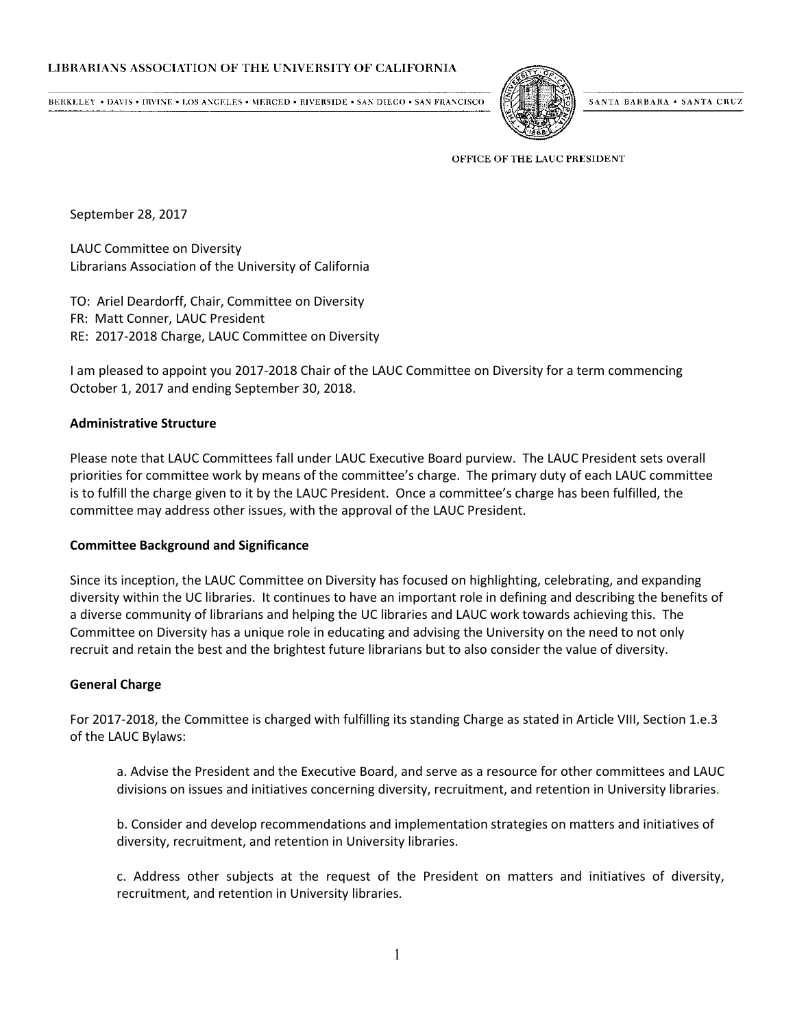LIBRARIANS ASSOCIATION OF THE UNIVERSITY OF CALIFORNIA

BERKELEY • DAVIS • IRVINE • LOS ANGELES • MERCED • RIVERSIDE • SAN DIEGO • SAN FRANCISCO SANTA BARBARA • SANTA CRUZ

OFFICE OF THE LAUC PRESIDENT

September 28, 2017

LAUC Committee on Diversity
Librarians Association of the University of California

TO: Ariel Deardorff, Chair, Committee on Diversity
FR: Matt Conner, LAUC President
RE: 2017-2018 Charge, LAUC Committee on Diversity

I am pleased to appoint you 2017-2018 Chair of the LAUC Committee on Diversity for a term commencing October 1, 2017 and ending September 30, 2018.

**Administrative Structure**

Please note that LAUC Committees fall under LAUC Executive Board purview. The LAUC President sets overall priorities for committee work by means of the committee's charge. The primary duty of each LAUC committee is to fulfill the charge given to it by the LAUC President. Once a committee's charge has been fulfilled, the committee may address other issues, with the approval of the LAUC President.

**Committee Background and Significance**

Since its inception, the LAUC Committee on Diversity has focused on highlighting, celebrating, and expanding diversity within the UC libraries. It continues to have an important role in defining and describing the benefits of a diverse community of librarians and helping the UC libraries and LAUC work towards achieving this. The Committee on Diversity has a unique role in educating and advising the University on the need to not only recruit and retain the best and the brightest future librarians but to also consider the value of diversity.

**General Charge**

For 2017-2018, the Committee is charged with fulfilling its standing Charge as stated in Article VIII, Section 1.e.3 of the LAUC Bylaws:

a. Advise the President and the Executive Board, and serve as a resource for other committees and LAUC divisions on issues and initiatives concerning diversity, recruitment, and retention in University libraries.

b. Consider and develop recommendations and implementation strategies on matters and initiatives of diversity, recruitment, and retention in University libraries.

c. Address other subjects at the request of the President on matters and initiatives of diversity, recruitment, and retention in University libraries.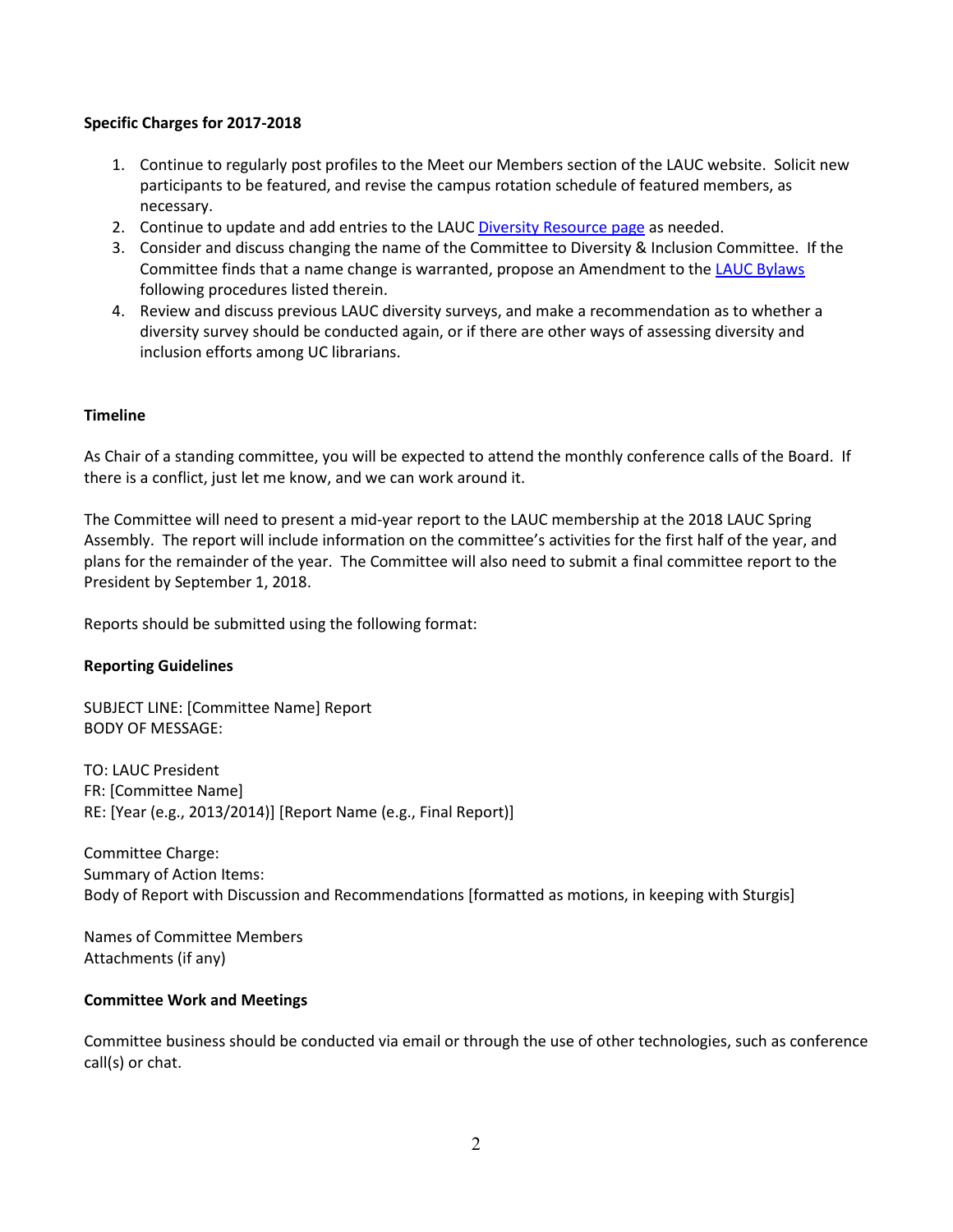**Specific Charges for 2017-2018**

1. Continue to regularly post profiles to the Meet our Members section of the LAUC website. Solicit new participants to be featured, and revise the campus rotation schedule of featured members, as necessary.
2. Continue to update and add entries to the LAUC Diversity Resource page as needed.
3. Consider and discuss changing the name of the Committee to Diversity & Inclusion Committee. If the Committee finds that a name change is warranted, propose an Amendment to the LAUC Bylaws following procedures listed therein.
4. Review and discuss previous LAUC diversity surveys, and make a recommendation as to whether a diversity survey should be conducted again, or if there are other ways of assessing diversity and inclusion efforts among UC librarians.

**Timeline**

As Chair of a standing committee, you will be expected to attend the monthly conference calls of the Board. If there is a conflict, just let me know, and we can work around it.

The Committee will need to present a mid-year report to the LAUC membership at the 2018 LAUC Spring Assembly. The report will include information on the committee's activities for the first half of the year, and plans for the remainder of the year. The Committee will also need to submit a final committee report to the President by September 1, 2018.

Reports should be submitted using the following format:

**Reporting Guidelines**

SUBJECT LINE: [Committee Name] Report
BODY OF MESSAGE:

TO: LAUC President
FR: [Committee Name]
RE: [Year (e.g., 2013/2014)] [Report Name (e.g., Final Report)]

Committee Charge:
Summary of Action Items:
Body of Report with Discussion and Recommendations [formatted as motions, in keeping with Sturgis]

Names of Committee Members
Attachments (if any)

**Committee Work and Meetings**

Committee business should be conducted via email or through the use of other technologies, such as conference call(s) or chat.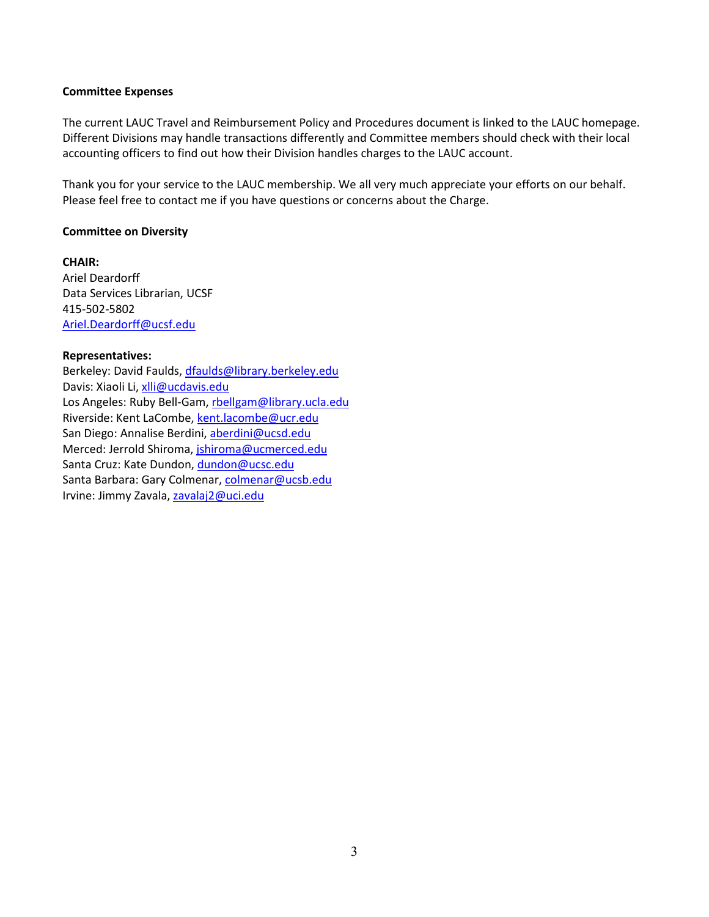**Committee Expenses**

The current LAUC Travel and Reimbursement Policy and Procedures document is linked to the LAUC homepage. Different Divisions may handle transactions differently and Committee members should check with their local accounting officers to find out how their Division handles charges to the LAUC account.

Thank you for your service to the LAUC membership. We all very much appreciate your efforts on our behalf. Please feel free to contact me if you have questions or concerns about the Charge.

**Committee on Diversity**

**CHAIR:**
Ariel Deardorff
Data Services Librarian, UCSF
415-502-5802
Ariel.Deardorff@ucsf.edu

**Representatives:**
Berkeley: David Faulds, dfaulds@library.berkeley.edu
Davis: Xiaoli Li, xlli@ucdavis.edu
Los Angeles: Ruby Bell-Gam, rbellgam@library.ucla.edu
Riverside: Kent LaCombe, kent.lacombe@ucr.edu
San Diego: Annalise Berdini, aberdini@ucsd.edu
Merced: Jerrold Shiroma, jshiroma@ucmerced.edu
Santa Cruz: Kate Dundon, dundon@ucsc.edu
Santa Barbara: Gary Colmenar, colmenar@ucsb.edu
Irvine: Jimmy Zavala, zavalaj2@uci.edu